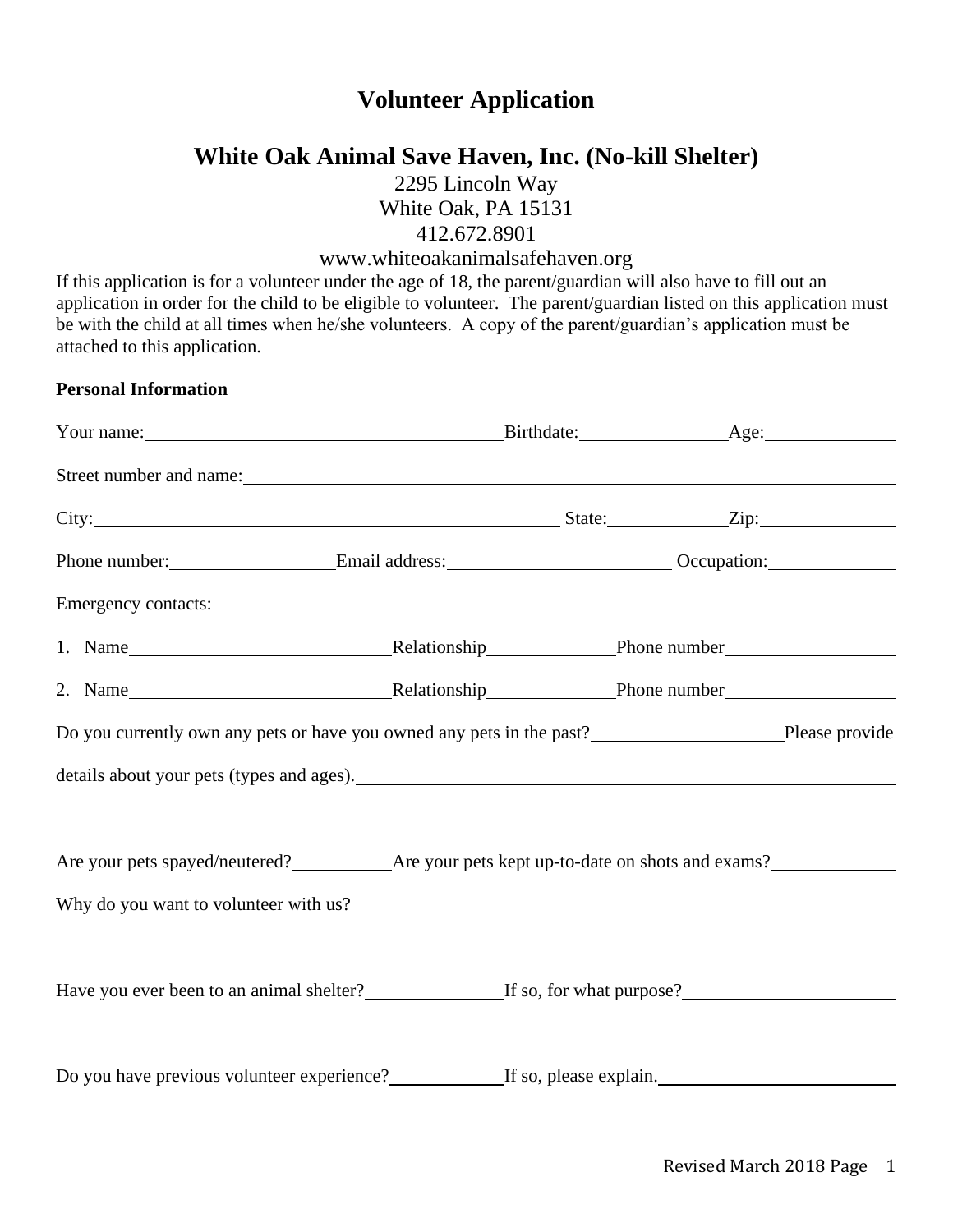# Volunteer Application

## White Oak Animal Save Haven, Inc. (No-kill Shelter)

2295 Lincoln Way
White Oak, PA 15131
412.672.8901
www.whiteoakanimalsafehaven.org

If this application is for a volunteer under the age of 18, the parent/guardian will also have to fill out an application in order for the child to be eligible to volunteer. The parent/guardian listed on this application must be with the child at all times when he/she volunteers. A copy of the parent/guardian's application must be attached to this application.

**Personal Information**

Your name:______________________________ Birthdate:____________ Age:__________

Street number and name:__________________________________________________________

City:________________________________________ State:__________ Zip:____________

Phone number:______________ Email address:____________________ Occupation:____________

Emergency contacts:

1. Name______________________ Relationship____________ Phone number______________
2. Name______________________ Relationship____________ Phone number______________

Do you currently own any pets or have you owned any pets in the past?________________ Please provide details about your pets (types and ages).________________________________________________

Are your pets spayed/neutered?__________ Are your pets kept up-to-date on shots and exams?____________

Why do you want to volunteer with us?_______________________________________________

Have you ever been to an animal shelter?____________ If so, for what purpose?__________________

Do you have previous volunteer experience?__________ If so, please explain.____________________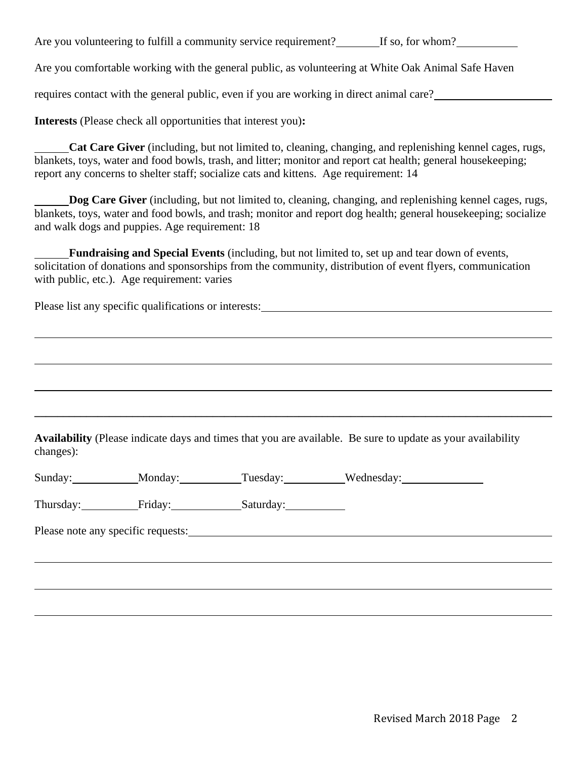Are you volunteering to fulfill a community service requirement?________ If so, for whom?__________

Are you comfortable working with the general public, as volunteering at White Oak Animal Safe Haven requires contact with the general public, even if you are working in direct animal care?____________________

**Interests** (Please check all opportunities that interest you)**:**

______**Cat Care Giver** (including, but not limited to, cleaning, changing, and replenishing kennel cages, rugs, blankets, toys, water and food bowls, trash, and litter; monitor and report cat health; general housekeeping; report any concerns to shelter staff; socialize cats and kittens. Age requirement: 14

______**Dog Care Giver** (including, but not limited to, cleaning, changing, and replenishing kennel cages, rugs, blankets, toys, water and food bowls, and trash; monitor and report dog health; general housekeeping; socialize and walk dogs and puppies. Age requirement: 18

______**Fundraising and Special Events** (including, but not limited to, set up and tear down of events, solicitation of donations and sponsorships from the community, distribution of event flyers, communication with public, etc.). Age requirement: varies

Please list any specific qualifications or interests:____________________________________________

____________________________________________________________________________________

____________________________________________________________________________________

____________________________________________________________________________________

____________________________________________________________________________________

**Availability** (Please indicate days and times that you are available. Be sure to update as your availability changes):

Sunday:___________ Monday:___________ Tuesday:___________ Wednesday:______________

Thursday:__________ Friday:____________ Saturday:__________

Please note any specific requests:__________________________________________________________

____________________________________________________________________________________

____________________________________________________________________________________

____________________________________________________________________________________

Revised March 2018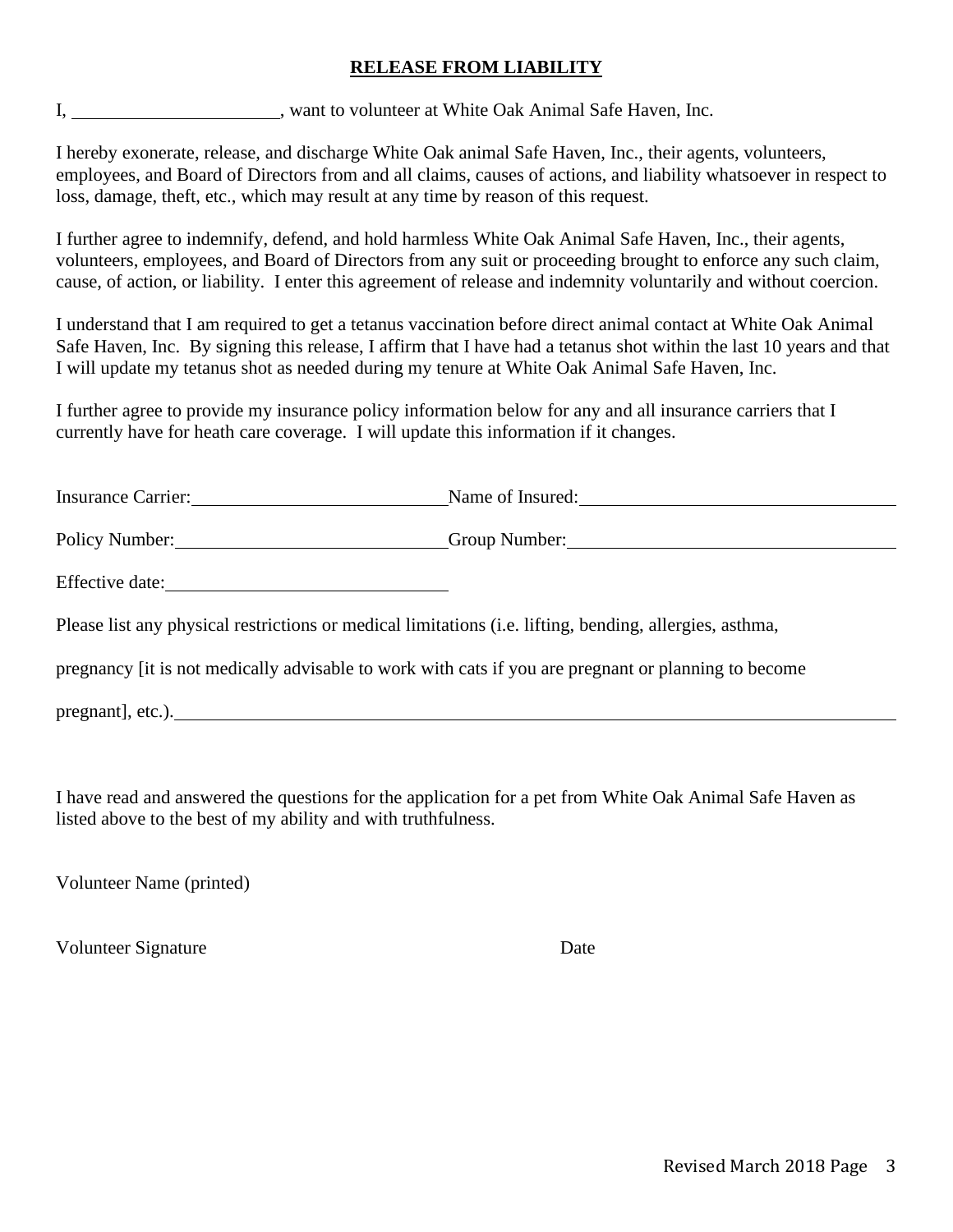# RELEASE FROM LIABILITY

I, ______________________, want to volunteer at White Oak Animal Safe Haven, Inc.

I hereby exonerate, release, and discharge White Oak animal Safe Haven, Inc., their agents, volunteers, employees, and Board of Directors from and all claims, causes of actions, and liability whatsoever in respect to loss, damage, theft, etc., which may result at any time by reason of this request.

I further agree to indemnify, defend, and hold harmless White Oak Animal Safe Haven, Inc., their agents, volunteers, employees, and Board of Directors from any suit or proceeding brought to enforce any such claim, cause, of action, or liability. I enter this agreement of release and indemnity voluntarily and without coercion.

I understand that I am required to get a tetanus vaccination before direct animal contact at White Oak Animal Safe Haven, Inc. By signing this release, I affirm that I have had a tetanus shot within the last 10 years and that I will update my tetanus shot as needed during my tenure at White Oak Animal Safe Haven, Inc.

I further agree to provide my insurance policy information below for any and all insurance carriers that I currently have for heath care coverage. I will update this information if it changes.

Insurance Carrier:___________________________ Name of Insured:__________________________________

Policy Number:_____________________________ Group Number:___________________________________

Effective date:______________________________

Please list any physical restrictions or medical limitations (i.e. lifting, bending, allergies, asthma,

pregnancy [it is not medically advisable to work with cats if you are pregnant or planning to become

pregnant], etc.).__________________________________________________________________________

I have read and answered the questions for the application for a pet from White Oak Animal Safe Haven as listed above to the best of my ability and with truthfulness.

Volunteer Name (printed)

Volunteer Signature Date